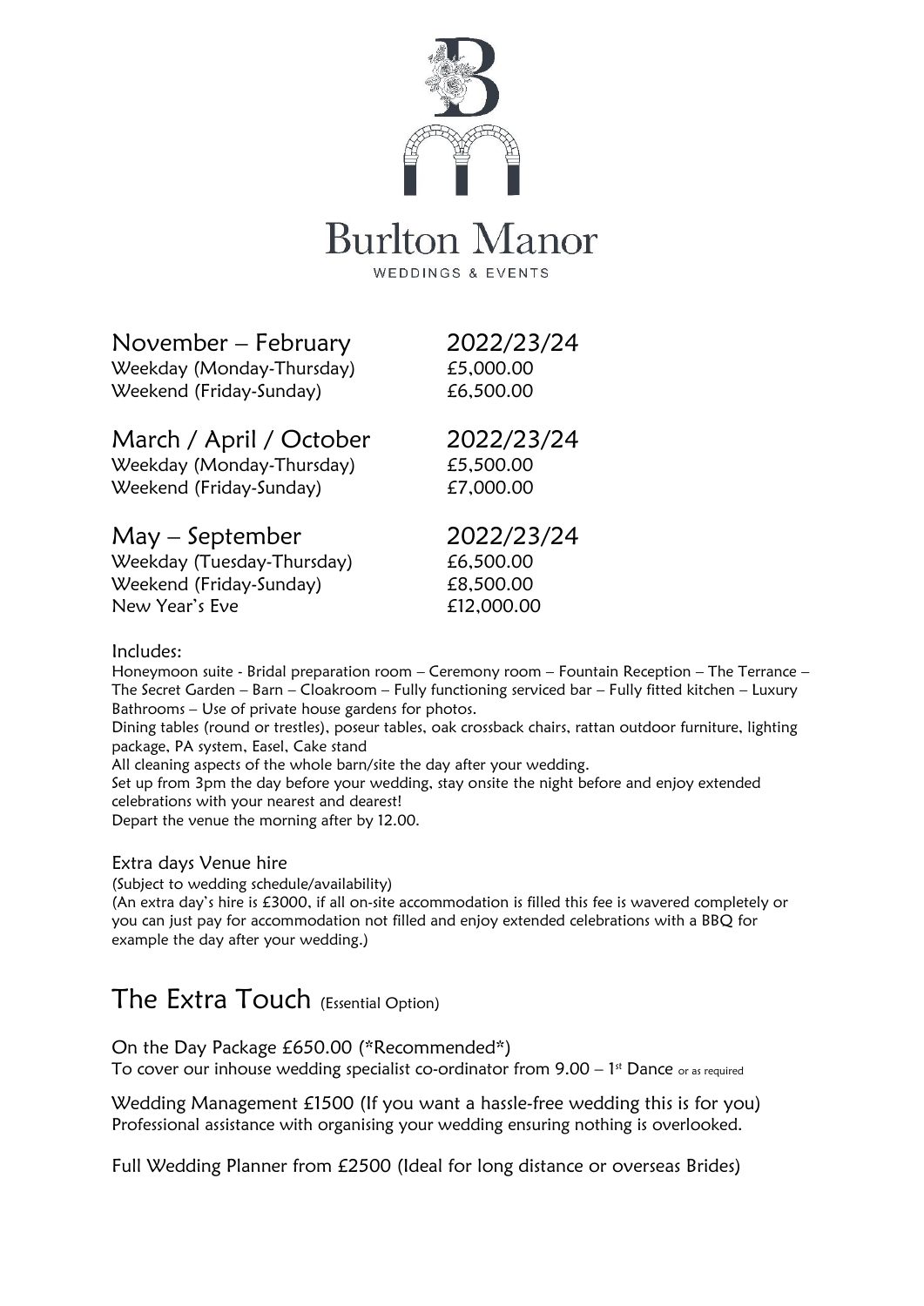# Burlton Manor

WEDDINGS & EVENTS

## November – February 2022/23/24

Weekday (Monday-Thursday) £5,000.00
Weekend (Friday-Sunday) £6,500.00

## March / April / October 2022/23/24

Weekday (Monday-Thursday) £5,500.00
Weekend (Friday-Sunday) £7,000.00

## May – September 2022/23/24

Weekday (Tuesday-Thursday) £6,500.00
Weekend (Friday-Sunday) £8,500.00
New Year's Eve £12,000.00

### Includes:

Honeymoon suite - Bridal preparation room – Ceremony room – Fountain Reception – The Terrance – The Secret Garden – Barn – Cloakroom – Fully functioning serviced bar – Fully fitted kitchen – Luxury Bathrooms – Use of private house gardens for photos.
Dining tables (round or trestles), poseur tables, oak crossback chairs, rattan outdoor furniture, lighting package, PA system, Easel, Cake stand
All cleaning aspects of the whole barn/site the day after your wedding.
Set up from 3pm the day before your wedding, stay onsite the night before and enjoy extended celebrations with your nearest and dearest!
Depart the venue the morning after by 12.00.

### Extra days Venue hire

(Subject to wedding schedule/availability)
(An extra day's hire is £3000, if all on-site accommodation is filled this fee is wavered completely or you can just pay for accommodation not filled and enjoy extended celebrations with a BBQ for example the day after your wedding.)

## The Extra Touch (Essential Option)

On the Day Package £650.00 (*Recommended*)
To cover our inhouse wedding specialist co-ordinator from 9.00 – 1st Dance or as required

Wedding Management £1500 (If you want a hassle-free wedding this is for you)
Professional assistance with organising your wedding ensuring nothing is overlooked.

Full Wedding Planner from £2500 (Ideal for long distance or overseas Brides)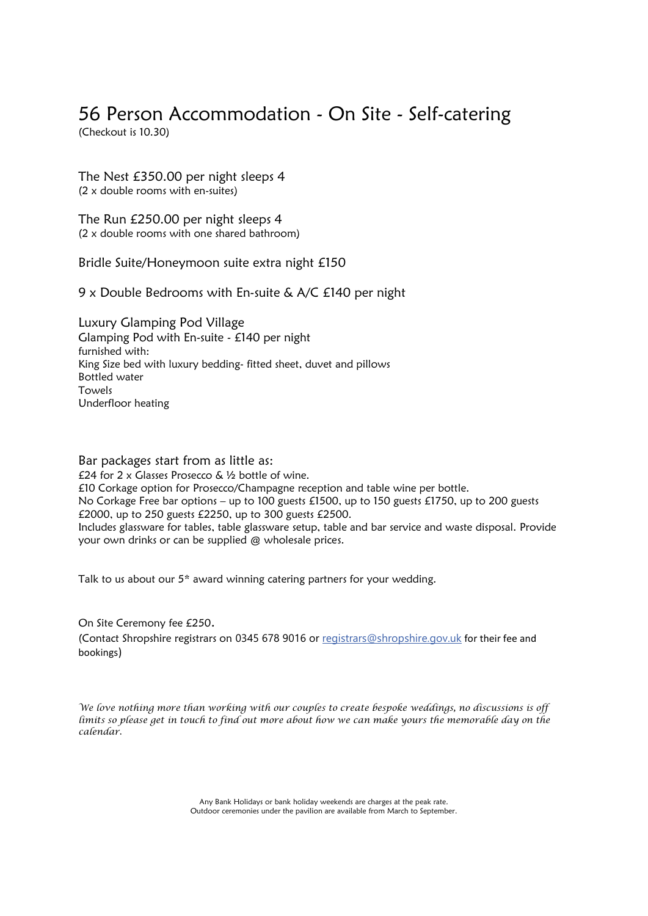# 56 Person Accommodation - On Site - Self-catering

(Checkout is 10.30)

The Nest £350.00 per night sleeps 4
(2 x double rooms with en-suites)

The Run £250.00 per night sleeps 4
(2 x double rooms with one shared bathroom)

Bridle Suite/Honeymoon suite extra night £150

9 x Double Bedrooms with En-suite & A/C £140 per night

Luxury Glamping Pod Village
Glamping Pod with En-suite - £140 per night
furnished with:
King Size bed with luxury bedding- fitted sheet, duvet and pillows
Bottled water
Towels
Underfloor heating

Bar packages start from as little as:
£24 for 2 x Glasses Prosecco & ½ bottle of wine.
£10 Corkage option for Prosecco/Champagne reception and table wine per bottle.
No Corkage Free bar options – up to 100 guests £1500, up to 150 guests £1750, up to 200 guests £2000, up to 250 guests £2250, up to 300 guests £2500.
Includes glassware for tables, table glassware setup, table and bar service and waste disposal. Provide your own drinks or can be supplied @ wholesale prices.

Talk to us about our 5* award winning catering partners for your wedding.

On Site Ceremony fee £250.
(Contact Shropshire registrars on 0345 678 9016 or [registrars@shropshire.gov.uk](mailto:registrars@shropshire.gov.uk) for their fee and bookings)

*We love nothing more than working with our couples to create bespoke weddings, no discussions is off limits so please get in touch to find out more about how we can make yours the memorable day on the calendar.*

Any Bank Holidays or bank holiday weekends are charges at the peak rate.
Outdoor ceremonies under the pavilion are available from March to September.